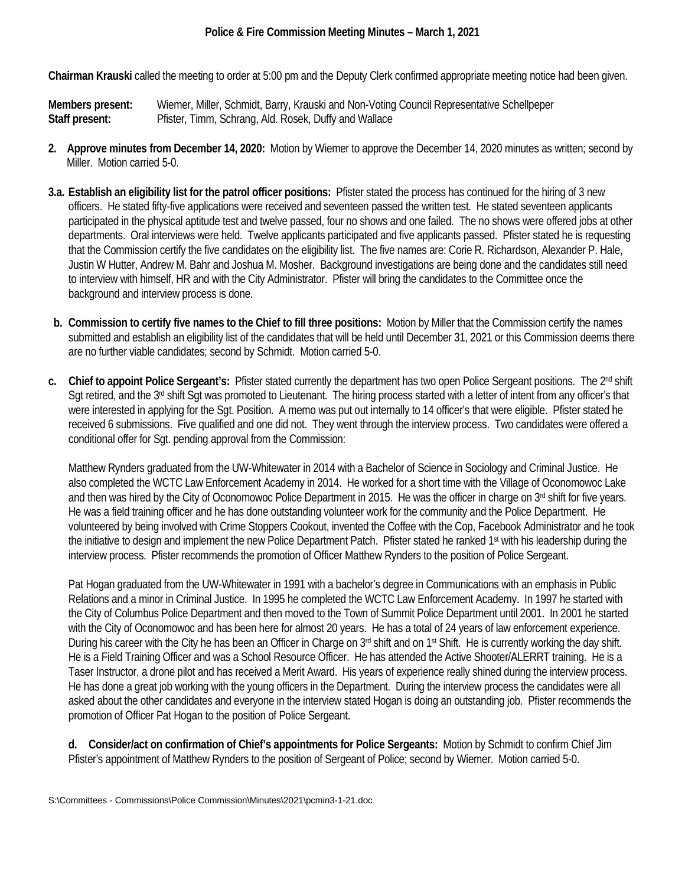# Police & Fire Commission Meeting Minutes – March 1, 2021

**Chairman Krauski** called the meeting to order at 5:00 pm and the Deputy Clerk confirmed appropriate meeting notice had been given.

**Members present:** Wiemer, Miller, Schmidt, Barry, Krauski and Non-Voting Council Representative Schellpeper
**Staff present:** Pfister, Timm, Schrang, Ald. Rosek, Duffy and Wallace

**2. Approve minutes from December 14, 2020:** Motion by Wiemer to approve the December 14, 2020 minutes as written; second by Miller. Motion carried 5-0.

**3.a. Establish an eligibility list for the patrol officer positions:** Pfister stated the process has continued for the hiring of 3 new officers. He stated fifty-five applications were received and seventeen passed the written test. He stated seventeen applicants participated in the physical aptitude test and twelve passed, four no shows and one failed. The no shows were offered jobs at other departments. Oral interviews were held. Twelve applicants participated and five applicants passed. Pfister stated he is requesting that the Commission certify the five candidates on the eligibility list. The five names are: Corie R. Richardson, Alexander P. Hale, Justin W Hutter, Andrew M. Bahr and Joshua M. Mosher. Background investigations are being done and the candidates still need to interview with himself, HR and with the City Administrator. Pfister will bring the candidates to the Committee once the background and interview process is done.

**b. Commission to certify five names to the Chief to fill three positions:** Motion by Miller that the Commission certify the names submitted and establish an eligibility list of the candidates that will be held until December 31, 2021 or this Commission deems there are no further viable candidates; second by Schmidt. Motion carried 5-0.

**c. Chief to appoint Police Sergeant's:** Pfister stated currently the department has two open Police Sergeant positions. The 2nd shift Sgt retired, and the 3rd shift Sgt was promoted to Lieutenant. The hiring process started with a letter of intent from any officer's that were interested in applying for the Sgt. Position. A memo was put out internally to 14 officer's that were eligible. Pfister stated he received 6 submissions. Five qualified and one did not. They went through the interview process. Two candidates were offered a conditional offer for Sgt. pending approval from the Commission:

Matthew Rynders graduated from the UW-Whitewater in 2014 with a Bachelor of Science in Sociology and Criminal Justice. He also completed the WCTC Law Enforcement Academy in 2014. He worked for a short time with the Village of Oconomowoc Lake and then was hired by the City of Oconomowoc Police Department in 2015. He was the officer in charge on 3rd shift for five years. He was a field training officer and he has done outstanding volunteer work for the community and the Police Department. He volunteered by being involved with Crime Stoppers Cookout, invented the Coffee with the Cop, Facebook Administrator and he took the initiative to design and implement the new Police Department Patch. Pfister stated he ranked 1st with his leadership during the interview process. Pfister recommends the promotion of Officer Matthew Rynders to the position of Police Sergeant.

Pat Hogan graduated from the UW-Whitewater in 1991 with a bachelor's degree in Communications with an emphasis in Public Relations and a minor in Criminal Justice. In 1995 he completed the WCTC Law Enforcement Academy. In 1997 he started with the City of Columbus Police Department and then moved to the Town of Summit Police Department until 2001. In 2001 he started with the City of Oconomowoc and has been here for almost 20 years. He has a total of 24 years of law enforcement experience. During his career with the City he has been an Officer in Charge on 3rd shift and on 1st Shift. He is currently working the day shift. He is a Field Training Officer and was a School Resource Officer. He has attended the Active Shooter/ALERRT training. He is a Taser Instructor, a drone pilot and has received a Merit Award. His years of experience really shined during the interview process. He has done a great job working with the young officers in the Department. During the interview process the candidates were all asked about the other candidates and everyone in the interview stated Hogan is doing an outstanding job. Pfister recommends the promotion of Officer Pat Hogan to the position of Police Sergeant.

**d. Consider/act on confirmation of Chief's appointments for Police Sergeants:** Motion by Schmidt to confirm Chief Jim Pfister's appointment of Matthew Rynders to the position of Sergeant of Police; second by Wiemer. Motion carried 5-0.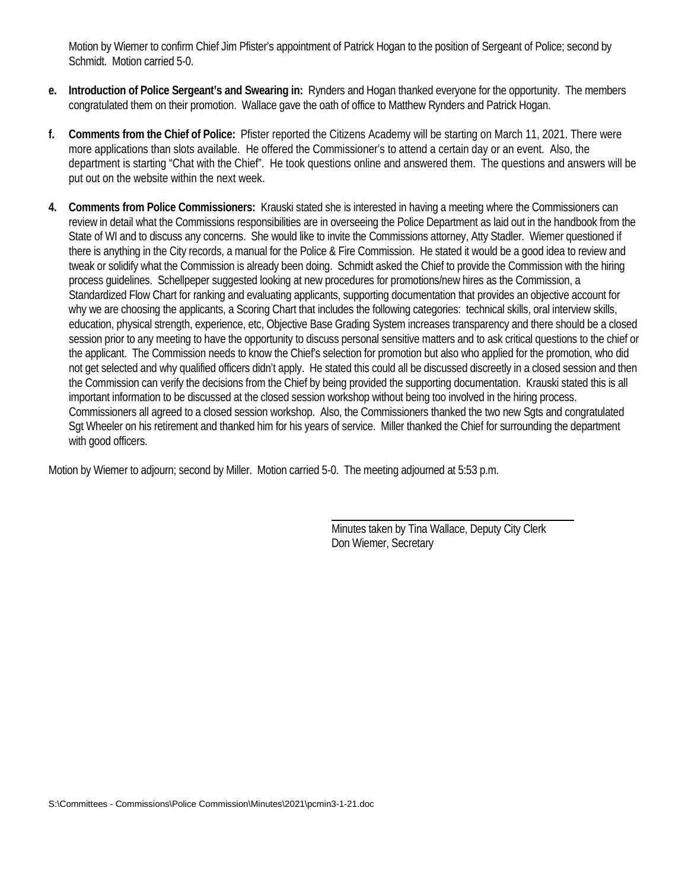Motion by Wiemer to confirm Chief Jim Pfister's appointment of Patrick Hogan to the position of Sergeant of Police; second by Schmidt. Motion carried 5-0.

e. **Introduction of Police Sergeant's and Swearing in:** Rynders and Hogan thanked everyone for the opportunity. The members congratulated them on their promotion. Wallace gave the oath of office to Matthew Rynders and Patrick Hogan.

f. **Comments from the Chief of Police:** Pfister reported the Citizens Academy will be starting on March 11, 2021. There were more applications than slots available. He offered the Commissioner's to attend a certain day or an event. Also, the department is starting "Chat with the Chief". He took questions online and answered them. The questions and answers will be put out on the website within the next week.

4. **Comments from Police Commissioners:** Krauski stated she is interested in having a meeting where the Commissioners can review in detail what the Commissions responsibilities are in overseeing the Police Department as laid out in the handbook from the State of WI and to discuss any concerns. She would like to invite the Commissions attorney, Atty Stadler. Wiemer questioned if there is anything in the City records, a manual for the Police & Fire Commission. He stated it would be a good idea to review and tweak or solidify what the Commission is already been doing. Schmidt asked the Chief to provide the Commission with the hiring process guidelines. Schellpeper suggested looking at new procedures for promotions/new hires as the Commission, a Standardized Flow Chart for ranking and evaluating applicants, supporting documentation that provides an objective account for why we are choosing the applicants, a Scoring Chart that includes the following categories: technical skills, oral interview skills, education, physical strength, experience, etc, Objective Base Grading System increases transparency and there should be a closed session prior to any meeting to have the opportunity to discuss personal sensitive matters and to ask critical questions to the chief or the applicant. The Commission needs to know the Chief's selection for promotion but also who applied for the promotion, who did not get selected and why qualified officers didn't apply. He stated this could all be discussed discreetly in a closed session and then the Commission can verify the decisions from the Chief by being provided the supporting documentation. Krauski stated this is all important information to be discussed at the closed session workshop without being too involved in the hiring process. Commissioners all agreed to a closed session workshop. Also, the Commissioners thanked the two new Sgts and congratulated Sgt Wheeler on his retirement and thanked him for his years of service. Miller thanked the Chief for surrounding the department with good officers.

Motion by Wiemer to adjourn; second by Miller. Motion carried 5-0. The meeting adjourned at 5:53 p.m.

Minutes taken by Tina Wallace, Deputy City Clerk
Don Wiemer, Secretary

S:\Committees - Commissions\Police Commission\Minutes\2021\pcmin3-1-21.doc